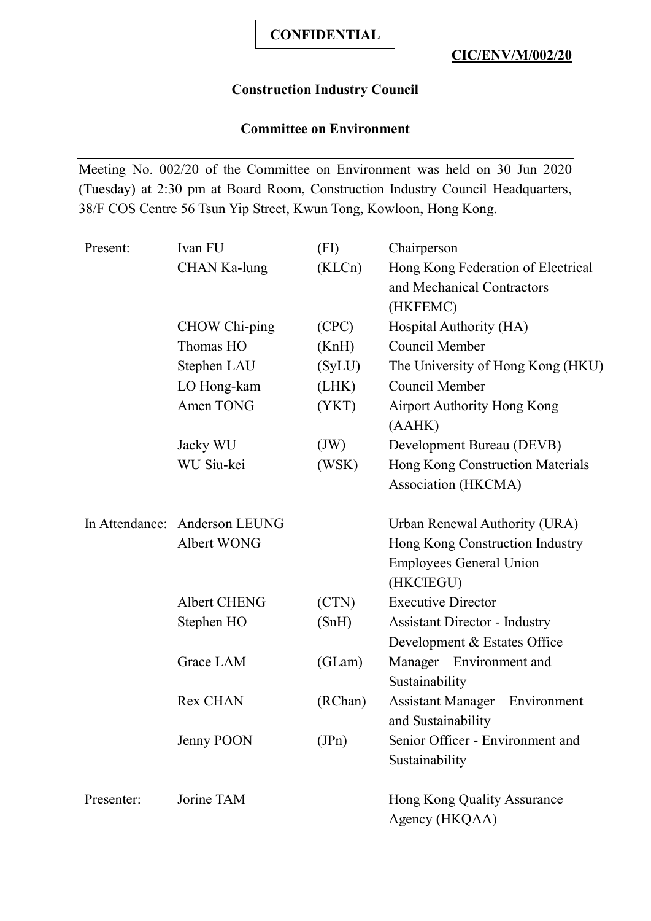**CONFIDENTIAL**

**CIC/ENV/M/002/20**

# Construction Industry Council

## Committee on Environment

Meeting No. 002/20 of the Committee on Environment was held on 30 Jun 2020 (Tuesday) at 2:30 pm at Board Room, Construction Industry Council Headquarters, 38/F COS Centre 56 Tsun Yip Street, Kwun Tong, Kowloon, Hong Kong.

| | | | |
|---|---|---|---|
| Present: | Ivan FU | (FI) | Chairperson |
| | CHAN Ka-lung | (KLCn) | Hong Kong Federation of Electrical and Mechanical Contractors (HKFEMC) |
| | CHOW Chi-ping | (CPC) | Hospital Authority (HA) |
| | Thomas HO | (KnH) | Council Member |
| | Stephen LAU | (SyLU) | The University of Hong Kong (HKU) |
| | LO Hong-kam | (LHK) | Council Member |
| | Amen TONG | (YKT) | Airport Authority Hong Kong (AAHK) |
| | Jacky WU | (JW) | Development Bureau (DEVB) |
| | WU Siu-kei | (WSK) | Hong Kong Construction Materials Association (HKCMA) |
| In Attendance: | Anderson LEUNG | | Urban Renewal Authority (URA) |
| | Albert WONG | | Hong Kong Construction Industry Employees General Union (HKCIEGU) |
| | Albert CHENG | (CTN) | Executive Director |
| | Stephen HO | (SnH) | Assistant Director - Industry Development & Estates Office |
| | Grace LAM | (GLam) | Manager – Environment and Sustainability |
| | Rex CHAN | (RChan) | Assistant Manager – Environment and Sustainability |
| | Jenny POON | (JPn) | Senior Officer - Environment and Sustainability |
| Presenter: | Jorine TAM | | Hong Kong Quality Assurance Agency (HKQAA) |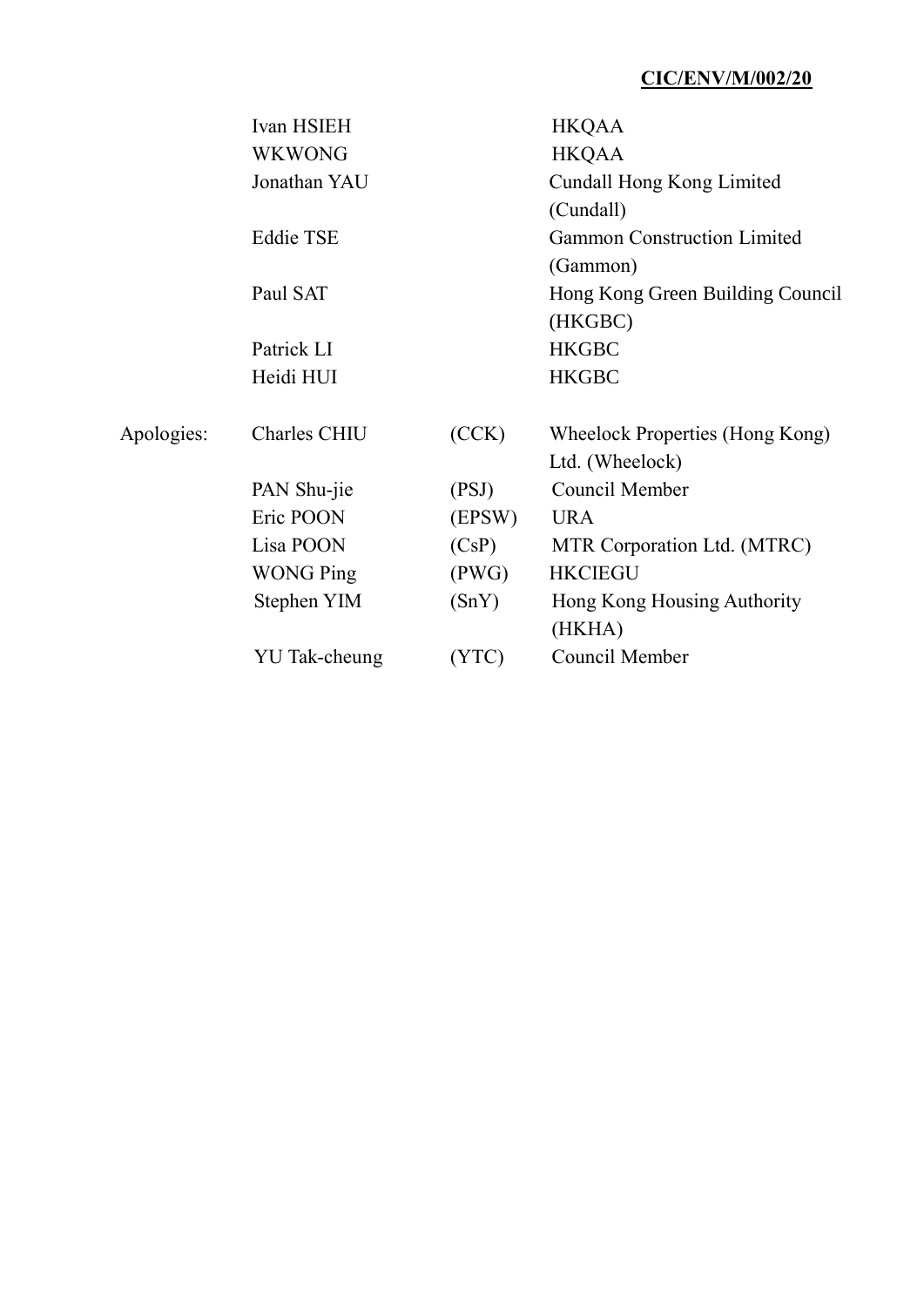| | | | |
|---|---|---|---|
| | Ivan HSIEH | | HKQAA |
| | WKWONG | | HKQAA |
| | Jonathan YAU | | Cundall Hong Kong Limited (Cundall) |
| | Eddie TSE | | Gammon Construction Limited (Gammon) |
| | Paul SAT | | Hong Kong Green Building Council (HKGBC) |
| | Patrick LI | | HKGBC |
| | Heidi HUI | | HKGBC |
| Apologies: | Charles CHIU | (CCK) | Wheelock Properties (Hong Kong) Ltd. (Wheelock) |
| | PAN Shu-jie | (PSJ) | Council Member |
| | Eric POON | (EPSW) | URA |
| | Lisa POON | (CsP) | MTR Corporation Ltd. (MTRC) |
| | WONG Ping | (PWG) | HKCIEGU |
| | Stephen YIM | (SnY) | Hong Kong Housing Authority (HKHA) |
| | YU Tak-cheung | (YTC) | Council Member |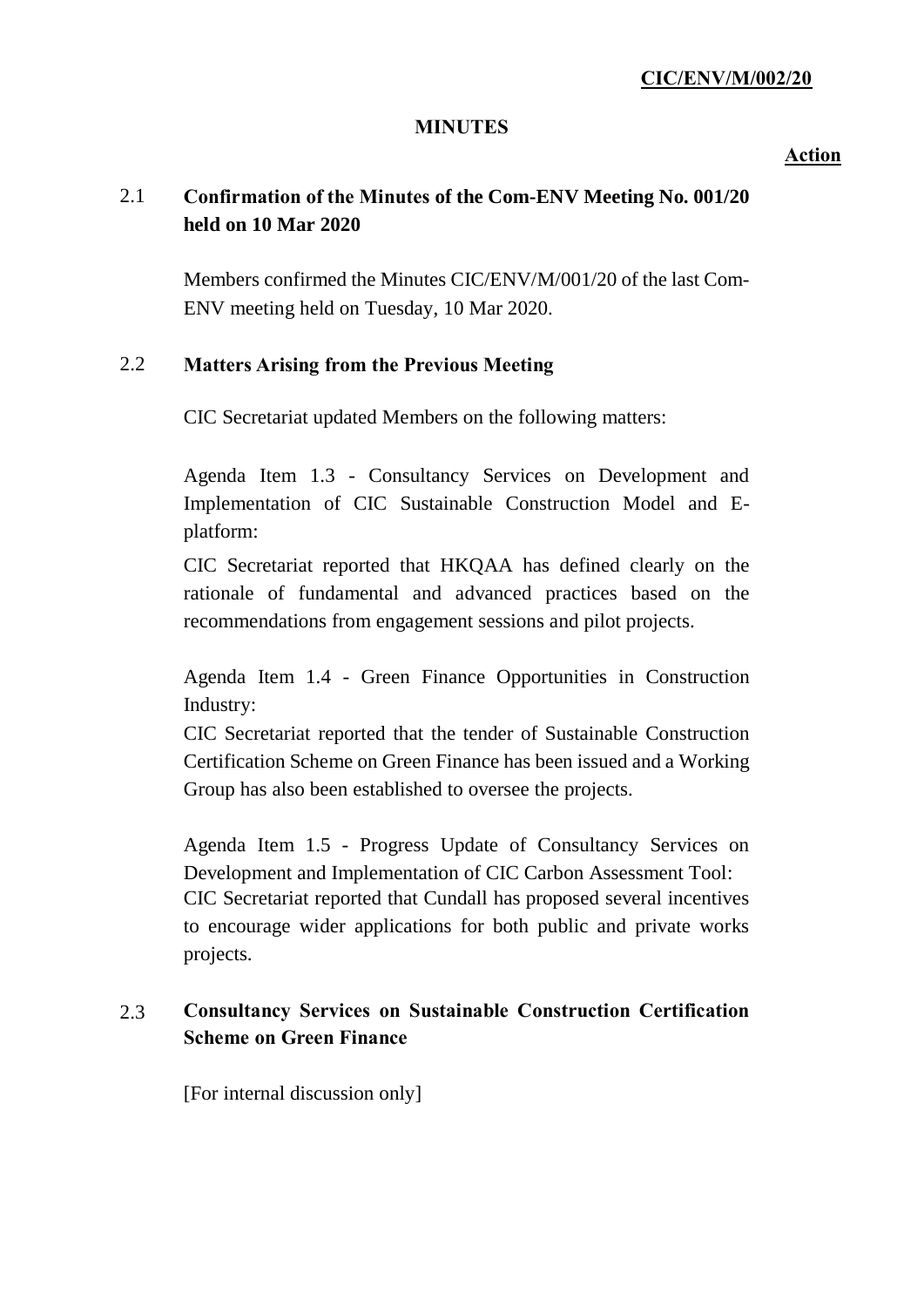**CIC/ENV/M/002/20**

**MINUTES**

**Action**

**2.1 Confirmation of the Minutes of the Com-ENV Meeting No. 001/20 held on 10 Mar 2020**

Members confirmed the Minutes CIC/ENV/M/001/20 of the last Com-ENV meeting held on Tuesday, 10 Mar 2020.

**2.2 Matters Arising from the Previous Meeting**

CIC Secretariat updated Members on the following matters:

Agenda Item 1.3 - Consultancy Services on Development and Implementation of CIC Sustainable Construction Model and E-platform:

CIC Secretariat reported that HKQAA has defined clearly on the rationale of fundamental and advanced practices based on the recommendations from engagement sessions and pilot projects.

Agenda Item 1.4 - Green Finance Opportunities in Construction Industry:

CIC Secretariat reported that the tender of Sustainable Construction Certification Scheme on Green Finance has been issued and a Working Group has also been established to oversee the projects.

Agenda Item 1.5 - Progress Update of Consultancy Services on Development and Implementation of CIC Carbon Assessment Tool:

CIC Secretariat reported that Cundall has proposed several incentives to encourage wider applications for both public and private works projects.

**2.3 Consultancy Services on Sustainable Construction Certification Scheme on Green Finance**

[For internal discussion only]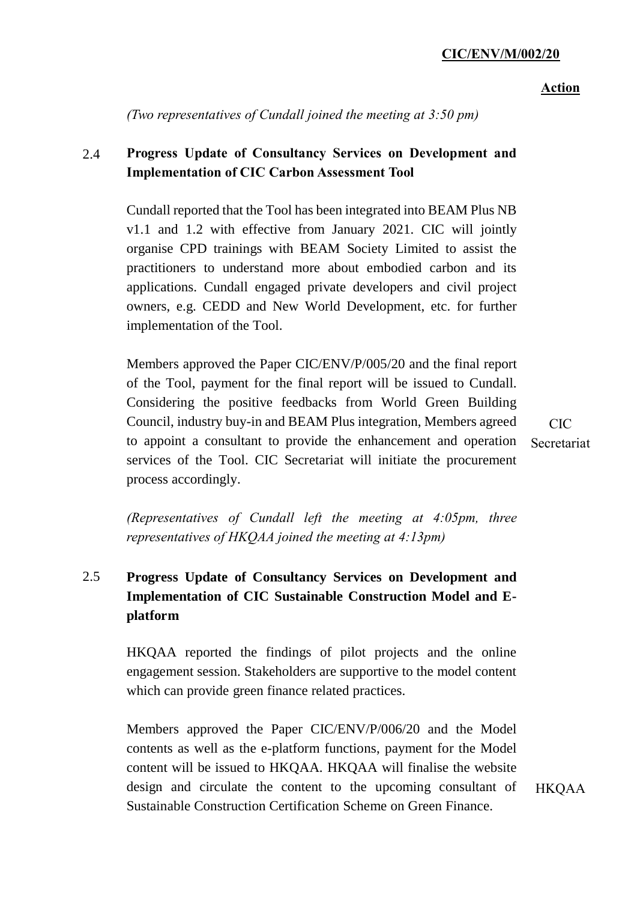**Action**

*(Two representatives of Cundall joined the meeting at 3:50 pm)*

### 2.4 Progress Update of Consultancy Services on Development and Implementation of CIC Carbon Assessment Tool

Cundall reported that the Tool has been integrated into BEAM Plus NB v1.1 and 1.2 with effective from January 2021. CIC will jointly organise CPD trainings with BEAM Society Limited to assist the practitioners to understand more about embodied carbon and its applications. Cundall engaged private developers and civil project owners, e.g. CEDD and New World Development, etc. for further implementation of the Tool.

Members approved the Paper CIC/ENV/P/005/20 and the final report of the Tool, payment for the final report will be issued to Cundall. Considering the positive feedbacks from World Green Building Council, industry buy-in and BEAM Plus integration, Members agreed to appoint a consultant to provide the enhancement and operation services of the Tool. CIC Secretariat will initiate the procurement process accordingly. **Action: CIC Secretariat**

*(Representatives of Cundall left the meeting at 4:05pm, three representatives of HKQAA joined the meeting at 4:13pm)*

### 2.5 Progress Update of Consultancy Services on Development and Implementation of CIC Sustainable Construction Model and E-platform

HKQAA reported the findings of pilot projects and the online engagement session. Stakeholders are supportive to the model content which can provide green finance related practices.

Members approved the Paper CIC/ENV/P/006/20 and the Model contents as well as the e-platform functions, payment for the Model content will be issued to HKQAA. HKQAA will finalise the website design and circulate the content to the upcoming consultant of Sustainable Construction Certification Scheme on Green Finance. **Action: HKQAA**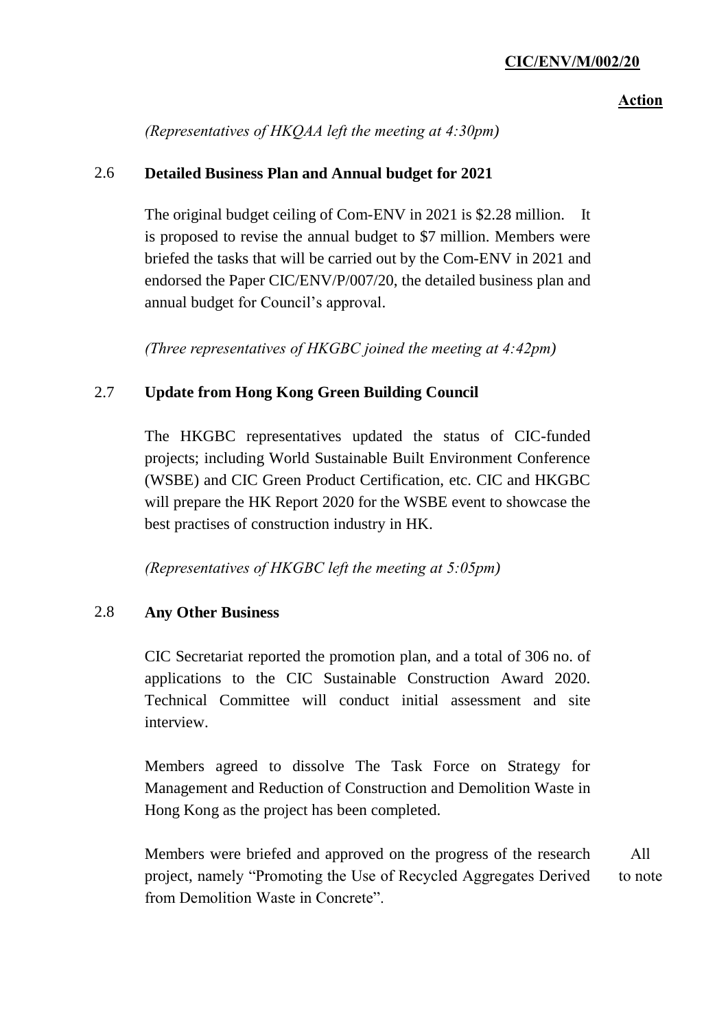**Action**

*(Representatives of HKQAA left the meeting at 4:30pm)*

### 2.6 Detailed Business Plan and Annual budget for 2021

The original budget ceiling of Com-ENV in 2021 is $2.28 million. It is proposed to revise the annual budget to $7 million. Members were briefed the tasks that will be carried out by the Com-ENV in 2021 and endorsed the Paper CIC/ENV/P/007/20, the detailed business plan and annual budget for Council's approval.

*(Three representatives of HKGBC joined the meeting at 4:42pm)*

### 2.7 Update from Hong Kong Green Building Council

The HKGBC representatives updated the status of CIC-funded projects; including World Sustainable Built Environment Conference (WSBE) and CIC Green Product Certification, etc. CIC and HKGBC will prepare the HK Report 2020 for the WSBE event to showcase the best practises of construction industry in HK.

*(Representatives of HKGBC left the meeting at 5:05pm)*

### 2.8 Any Other Business

CIC Secretariat reported the promotion plan, and a total of 306 no. of applications to the CIC Sustainable Construction Award 2020. Technical Committee will conduct initial assessment and site interview.

Members agreed to dissolve The Task Force on Strategy for Management and Reduction of Construction and Demolition Waste in Hong Kong as the project has been completed.

Members were briefed and approved on the progress of the research project, namely "Promoting the Use of Recycled Aggregates Derived from Demolition Waste in Concrete". — All to note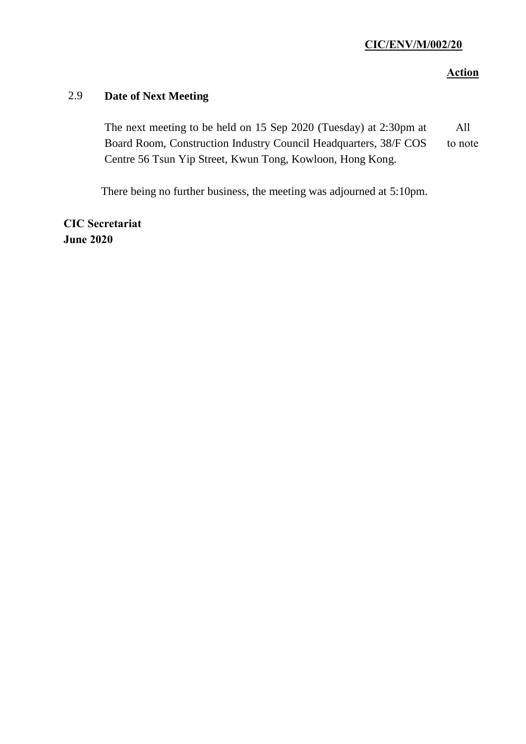**Action**

## 2.9 Date of Next Meeting

| | |
|---|---|
| The next meeting to be held on 15 Sep 2020 (Tuesday) at 2:30pm at Board Room, Construction Industry Council Headquarters, 38/F COS Centre 56 Tsun Yip Street, Kwun Tong, Kowloon, Hong Kong. | All to note |

There being no further business, the meeting was adjourned at 5:10pm.

**CIC Secretariat**
**June 2020**